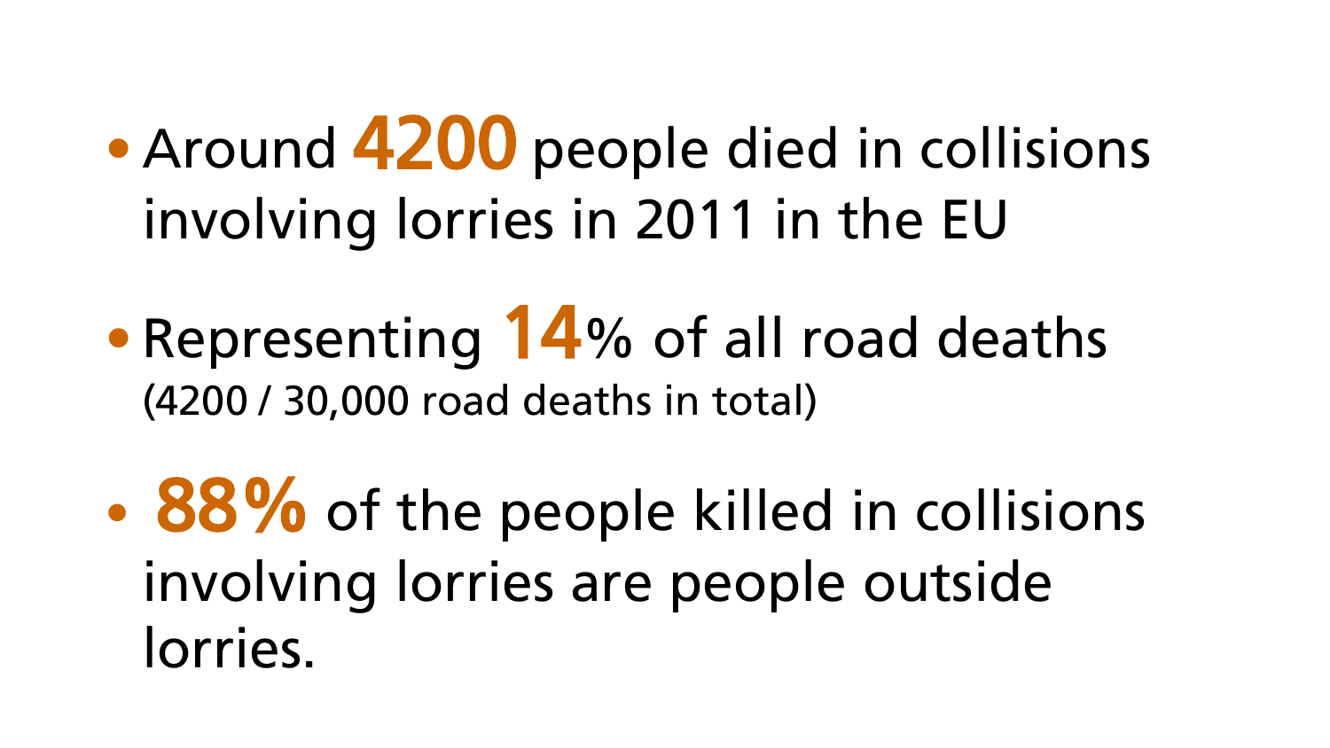- Around **4200** people died in collisions involving lorries in 2011 in the EU
- Representing **14**% of all road deaths (4200 / 30,000 road deaths in total)
- **88%** of the people killed in collisions involving lorries are people outside lorries.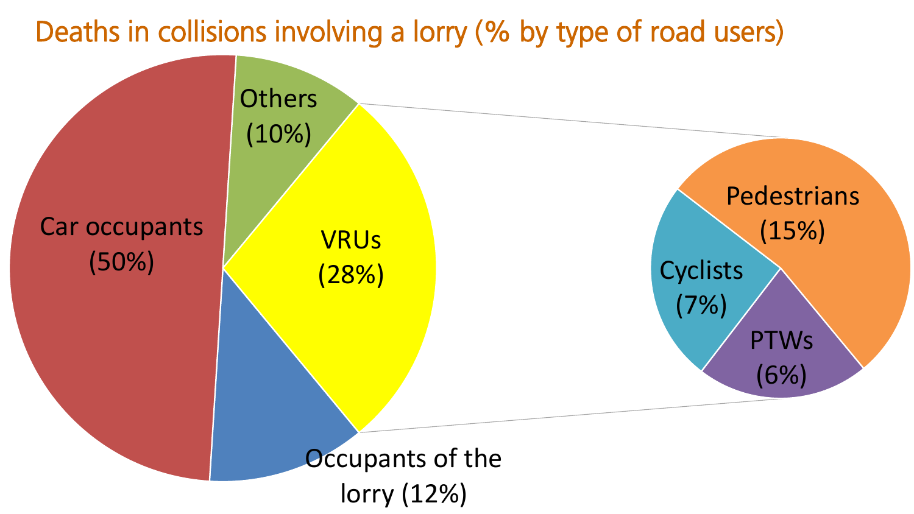Deaths in collisions involving a lorry (% by type of road users)

Car occupants (50%)

Others (10%)

VRUs (28%)

Occupants of the lorry (12%)

Pedestrians (15%)

Cyclists (7%)

PTWs (6%)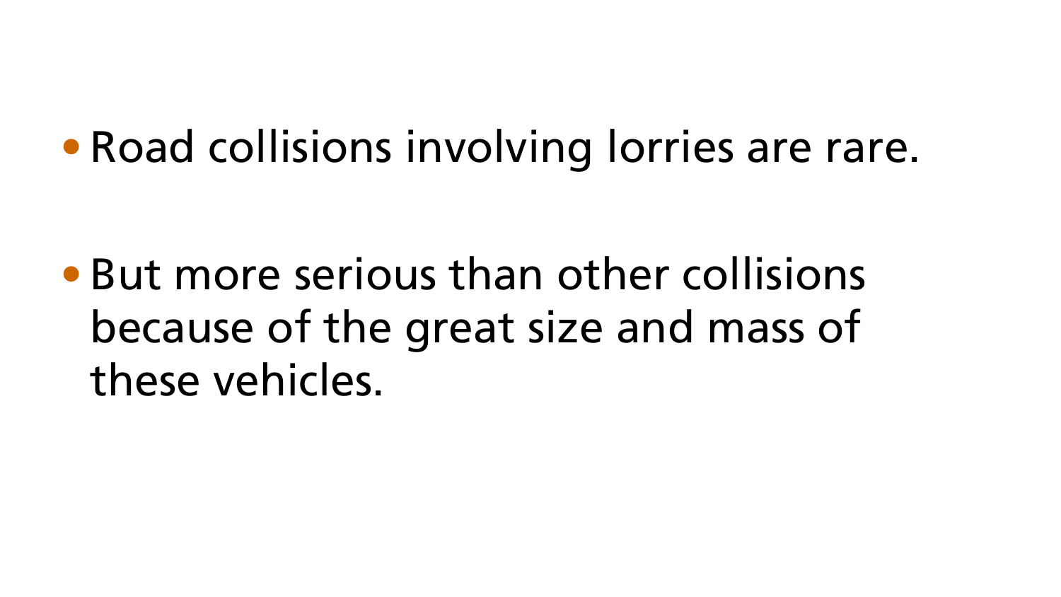- Road collisions involving lorries are rare.

- But more serious than other collisions because of the great size and mass of these vehicles.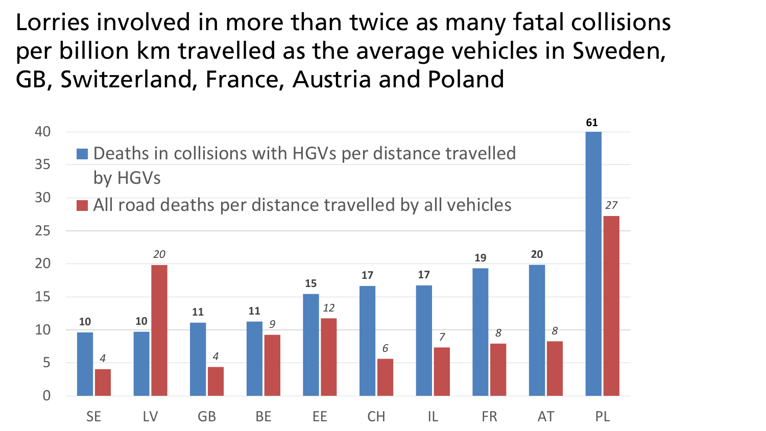# Lorries involved in more than twice as many fatal collisions per billion km travelled as the average vehicles in Sweden, GB, Switzerland, France, Austria and Poland

| Country | Deaths in collisions with HGVs per distance travelled by HGVs | All road deaths per distance travelled by all vehicles |
|---|---|---|
| SE | 10 | 4 |
| LV | 10 | 20 |
| GB | 11 | 4 |
| BE | 11 | 9 |
| EE | 15 | 12 |
| CH | 17 | 6 |
| IL | 17 | 7 |
| FR | 19 | 8 |
| AT | 20 | 8 |
| PL | 61 | 27 |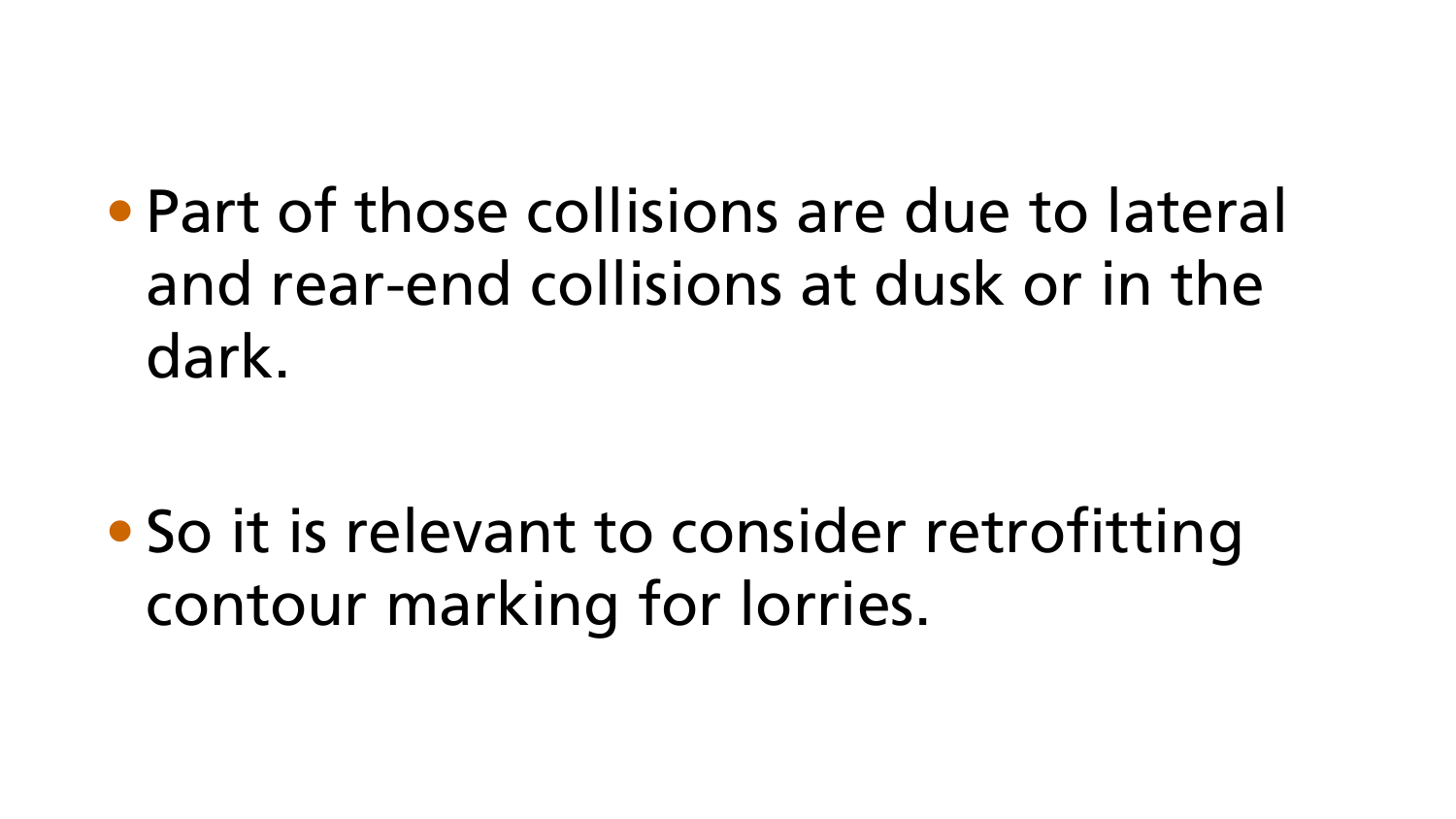- Part of those collisions are due to lateral and rear-end collisions at dusk or in the dark.

- So it is relevant to consider retrofitting contour marking for lorries.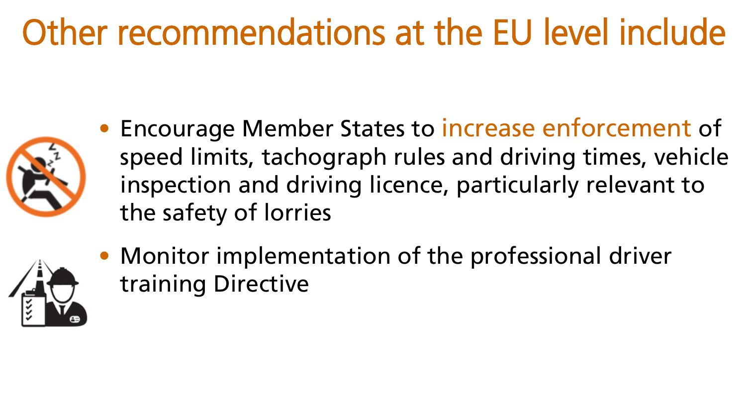# Other recommendations at the EU level include

- Encourage Member States to increase enforcement of speed limits, tachograph rules and driving times, vehicle inspection and driving licence, particularly relevant to the safety of lorries
- Monitor implementation of the professional driver training Directive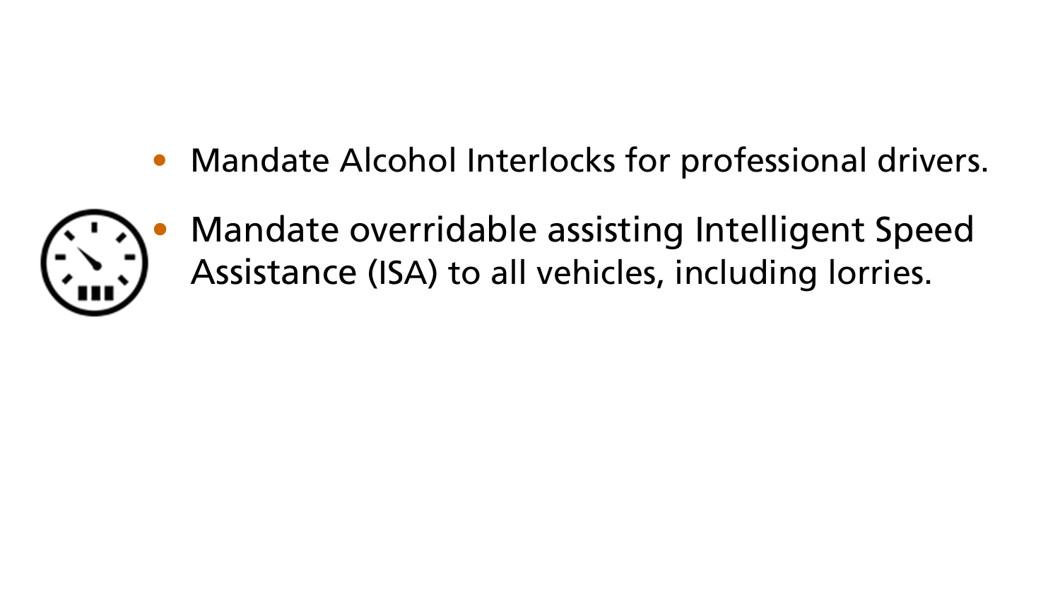- Mandate Alcohol Interlocks for professional drivers.
- Mandate overridable assisting Intelligent Speed Assistance (ISA) to all vehicles, including lorries.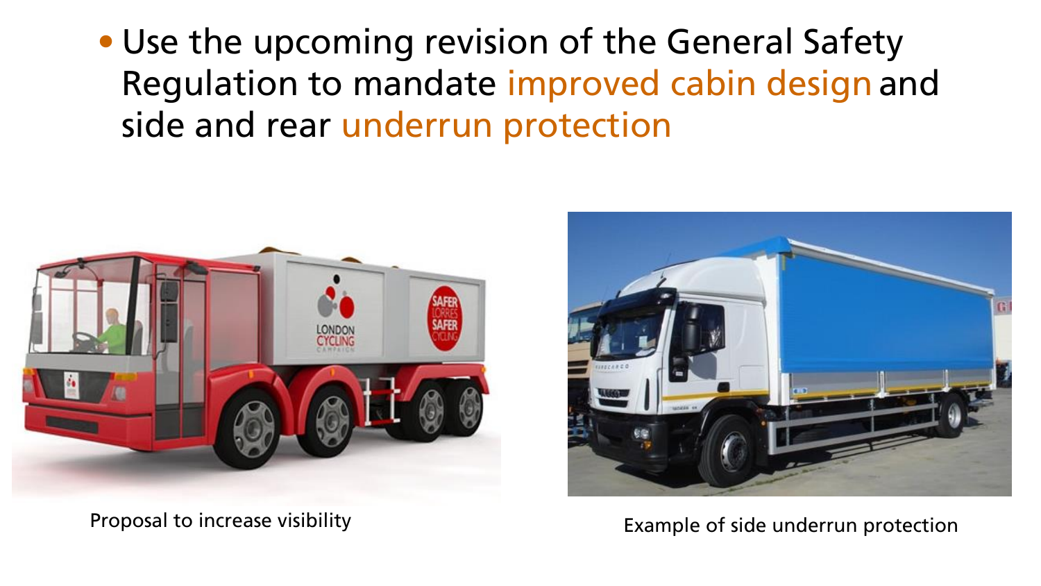- Use the upcoming revision of the General Safety Regulation to mandate improved cabin design and side and rear underrun protection

Proposal to increase visibility

Example of side underrun protection